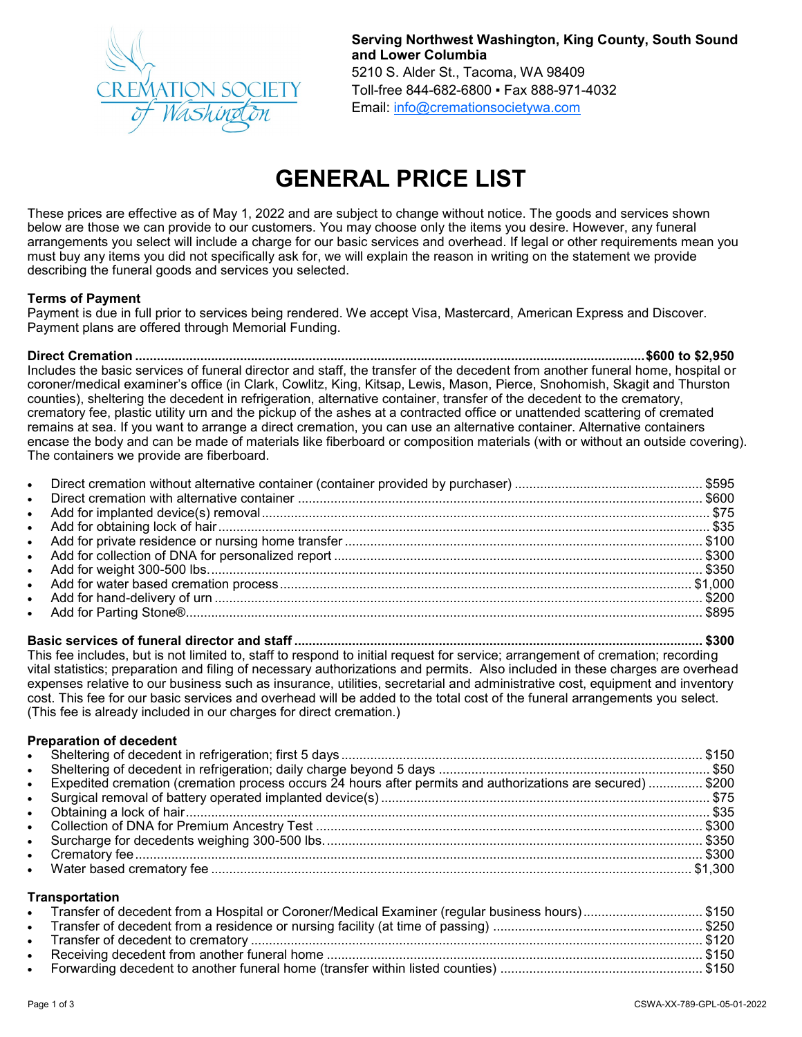**Serving Northwest Washington, King County, South Sound and Lower Columbia**
5210 S. Alder St., Tacoma, WA 98409
Toll-free 844-682-6800 ▪ Fax 888-971-4032
Email: info@cremationsocietywa.com

# GENERAL PRICE LIST

These prices are effective as of May 1, 2022 and are subject to change without notice. The goods and services shown below are those we can provide to our customers. You may choose only the items you desire. However, any funeral arrangements you select will include a charge for our basic services and overhead. If legal or other requirements mean you must buy any items you did not specifically ask for, we will explain the reason in writing on the statement we provide describing the funeral goods and services you selected.

**Terms of Payment**
Payment is due in full prior to services being rendered. We accept Visa, Mastercard, American Express and Discover. Payment plans are offered through Memorial Funding.

**Direct Cremation .......... $600 to $2,950**
Includes the basic services of funeral director and staff, the transfer of the decedent from another funeral home, hospital or coroner/medical examiner's office (in Clark, Cowlitz, King, Kitsap, Lewis, Mason, Pierce, Snohomish, Skagit and Thurston counties), sheltering the decedent in refrigeration, alternative container, transfer of the decedent to the crematory, crematory fee, plastic utility urn and the pickup of the ashes at a contracted office or unattended scattering of cremated remains at sea. If you want to arrange a direct cremation, you can use an alternative container. Alternative containers encase the body and can be made of materials like fiberboard or composition materials (with or without an outside covering). The containers we provide are fiberboard.

- Direct cremation without alternative container (container provided by purchaser) .......... $595
- Direct cremation with alternative container .......... $600
- Add for implanted device(s) removal .......... $75
- Add for obtaining lock of hair .......... $35
- Add for private residence or nursing home transfer .......... $100
- Add for collection of DNA for personalized report .......... $300
- Add for weight 300-500 lbs. .......... $350
- Add for water based cremation process .......... $1,000
- Add for hand-delivery of urn .......... $200
- Add for Parting Stone® .......... $895

**Basic services of funeral director and staff .......... $300**
This fee includes, but is not limited to, staff to respond to initial request for service; arrangement of cremation; recording vital statistics; preparation and filing of necessary authorizations and permits. Also included in these charges are overhead expenses relative to our business such as insurance, utilities, secretarial and administrative cost, equipment and inventory cost. This fee for our basic services and overhead will be added to the total cost of the funeral arrangements you select. (This fee is already included in our charges for direct cremation.)

**Preparation of decedent**

- Sheltering of decedent in refrigeration; first 5 days .......... $150
- Sheltering of decedent in refrigeration; daily charge beyond 5 days .......... $50
- Expedited cremation (cremation process occurs 24 hours after permits and authorizations are secured) .......... $200
- Surgical removal of battery operated implanted device(s) .......... $75
- Obtaining a lock of hair .......... $35
- Collection of DNA for Premium Ancestry Test .......... $300
- Surcharge for decedents weighing 300-500 lbs. .......... $350
- Crematory fee .......... $300
- Water based crematory fee .......... $1,300

**Transportation**

- Transfer of decedent from a Hospital or Coroner/Medical Examiner (regular business hours) .......... $150
- Transfer of decedent from a residence or nursing facility (at time of passing) .......... $250
- Transfer of decedent to crematory .......... $120
- Receiving decedent from another funeral home .......... $150
- Forwarding decedent to another funeral home (transfer within listed counties) .......... $150

CSWA-XX-789-GPL-05-01-2022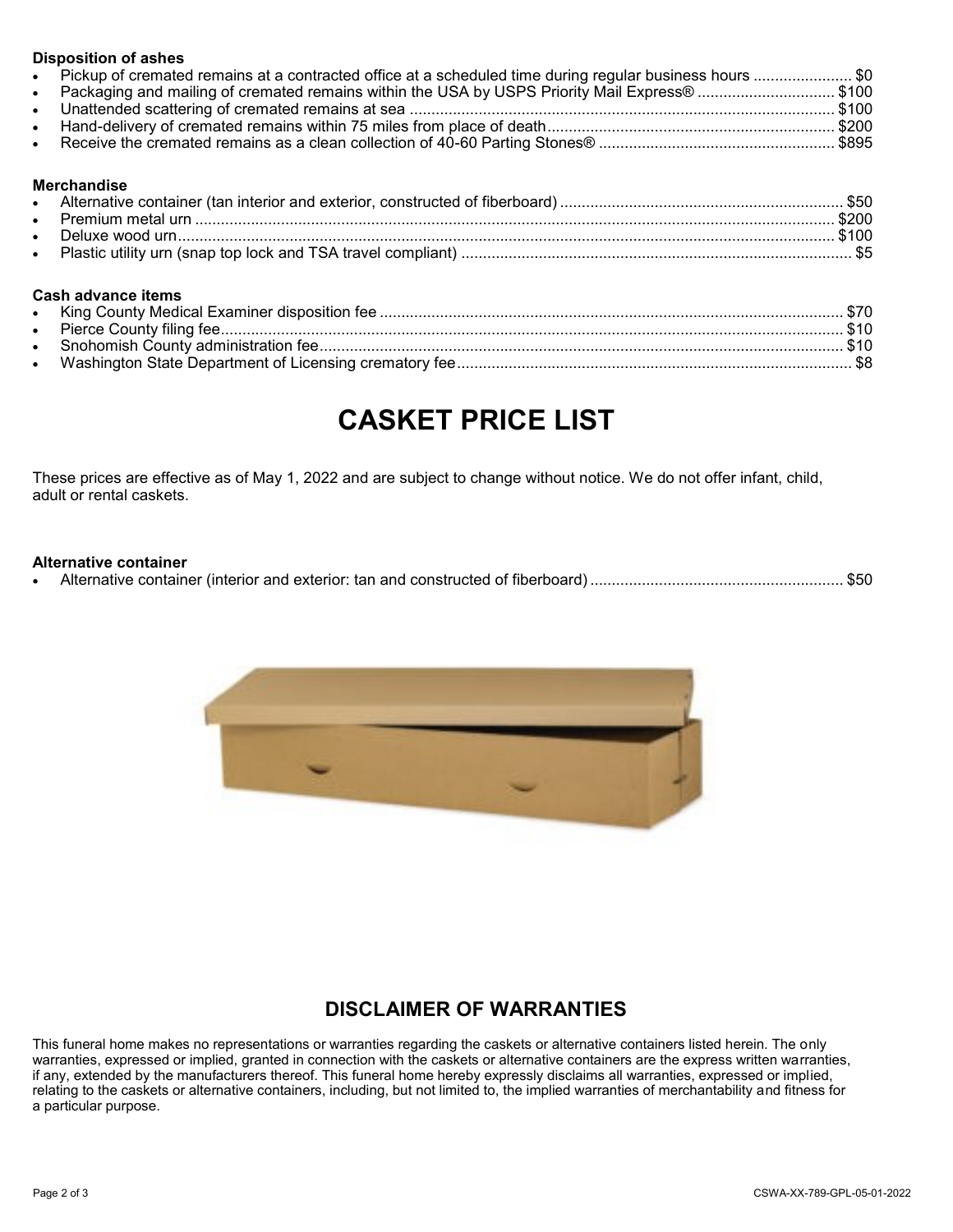**Disposition of ashes**

- Pickup of cremated remains at a contracted office at a scheduled time during regular business hours ....................... $0
- Packaging and mailing of cremated remains within the USA by USPS Priority Mail Express® ................................ $100
- Unattended scattering of cremated remains at sea .................................................................................................. $100
- Hand-delivery of cremated remains within 75 miles from place of death.................................................................. $200
- Receive the cremated remains as a clean collection of 40-60 Parting Stones® ....................................................... $895

**Merchandise**

- Alternative container (tan interior and exterior, constructed of fiberboard) ................................................................. $50
- Premium metal urn .................................................................................................................................................... $200
- Deluxe wood urn........................................................................................................................................................ $100
- Plastic utility urn (snap top lock and TSA travel compliant) ........................................................................................... $5

**Cash advance items**

- King County Medical Examiner disposition fee ........................................................................................................... $70
- Pierce County filing fee................................................................................................................................................ $10
- Snohomish County administration fee......................................................................................................................... $10
- Washington State Department of Licensing crematory fee............................................................................................ $8

# CASKET PRICE LIST

These prices are effective as of May 1, 2022 and are subject to change without notice. We do not offer infant, child, adult or rental caskets.

**Alternative container**

- Alternative container (interior and exterior: tan and constructed of fiberboard) ........................................................... $50

## DISCLAIMER OF WARRANTIES

This funeral home makes no representations or warranties regarding the caskets or alternative containers listed herein. The only warranties, expressed or implied, granted in connection with the caskets or alternative containers are the express written warranties, if any, extended by the manufacturers thereof. This funeral home hereby expressly disclaims all warranties, expressed or implied, relating to the caskets or alternative containers, including, but not limited to, the implied warranties of merchantability and fitness for a particular purpose.

CSWA-XX-789-GPL-05-01-2022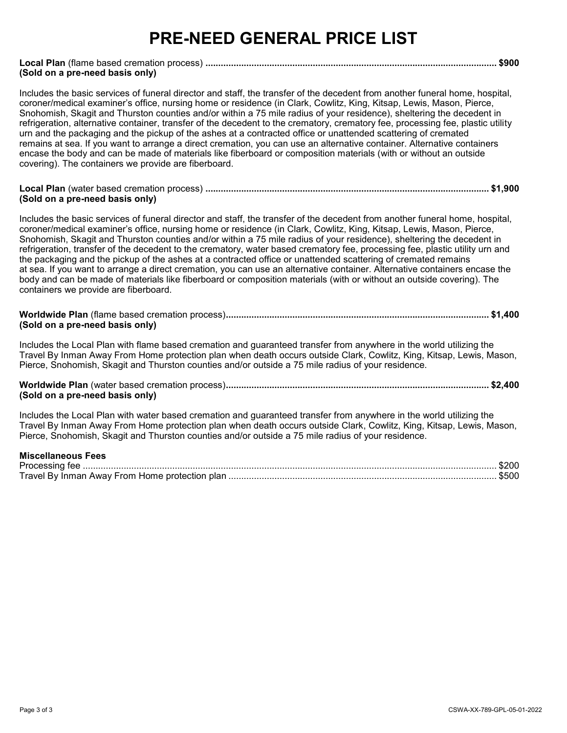# PRE-NEED GENERAL PRICE LIST

**Local Plan** (flame based cremation process) ................................................................................................................ **$900**
**(Sold on a pre-need basis only)**

Includes the basic services of funeral director and staff, the transfer of the decedent from another funeral home, hospital, coroner/medical examiner's office, nursing home or residence (in Clark, Cowlitz, King, Kitsap, Lewis, Mason, Pierce, Snohomish, Skagit and Thurston counties and/or within a 75 mile radius of your residence), sheltering the decedent in refrigeration, alternative container, transfer of the decedent to the crematory, crematory fee, processing fee, plastic utility urn and the packaging and the pickup of the ashes at a contracted office or unattended scattering of cremated remains at sea. If you want to arrange a direct cremation, you can use an alternative container. Alternative containers encase the body and can be made of materials like fiberboard or composition materials (with or without an outside covering). The containers we provide are fiberboard.

**Local Plan** (water based cremation process) .............................................................................................................. **$1,900**
**(Sold on a pre-need basis only)**

Includes the basic services of funeral director and staff, the transfer of the decedent from another funeral home, hospital, coroner/medical examiner's office, nursing home or residence (in Clark, Cowlitz, King, Kitsap, Lewis, Mason, Pierce, Snohomish, Skagit and Thurston counties and/or within a 75 mile radius of your residence), sheltering the decedent in refrigeration, transfer of the decedent to the crematory, water based crematory fee, processing fee, plastic utility urn and the packaging and the pickup of the ashes at a contracted office or unattended scattering of cremated remains at sea. If you want to arrange a direct cremation, you can use an alternative container. Alternative containers encase the body and can be made of materials like fiberboard or composition materials (with or without an outside covering). The containers we provide are fiberboard.

**Worldwide Plan** (flame based cremation process)...................................................................................................... **$1,400**
**(Sold on a pre-need basis only)**

Includes the Local Plan with flame based cremation and guaranteed transfer from anywhere in the world utilizing the Travel By Inman Away From Home protection plan when death occurs outside Clark, Cowlitz, King, Kitsap, Lewis, Mason, Pierce, Snohomish, Skagit and Thurston counties and/or outside a 75 mile radius of your residence.

**Worldwide Plan** (water based cremation process)...................................................................................................... **$2,400**
**(Sold on a pre-need basis only)**

Includes the Local Plan with water based cremation and guaranteed transfer from anywhere in the world utilizing the Travel By Inman Away From Home protection plan when death occurs outside Clark, Cowlitz, King, Kitsap, Lewis, Mason, Pierce, Snohomish, Skagit and Thurston counties and/or outside a 75 mile radius of your residence.

**Miscellaneous Fees**

Processing fee ................................................................................................................................................................ $200
Travel By Inman Away From Home protection plan ........................................................................................................ $500

CSWA-XX-789-GPL-05-01-2022